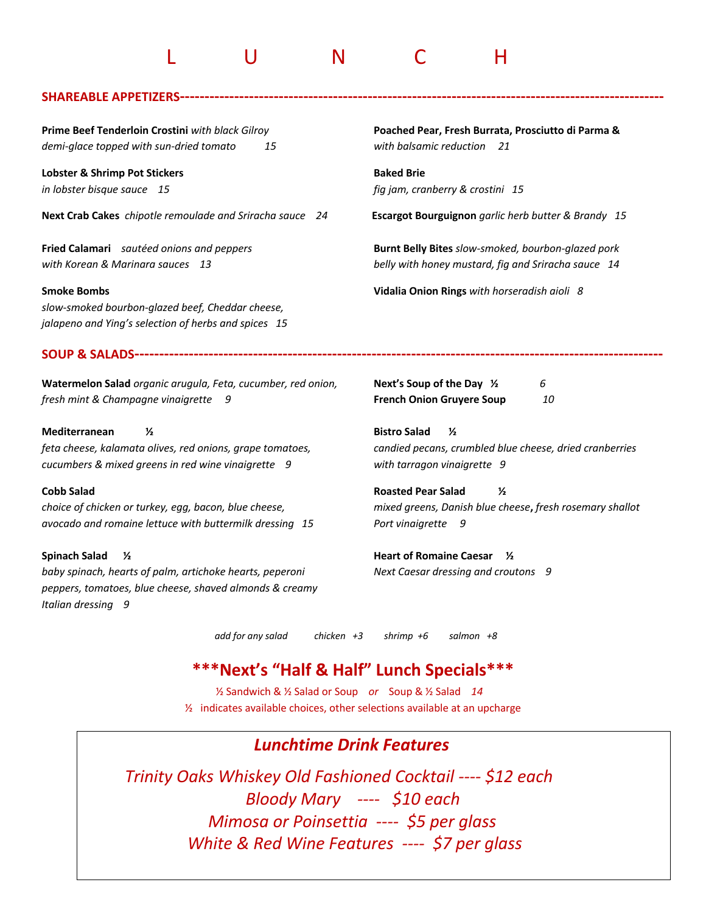# L U N C H

## SHAREABLE APPETIZERS

**Prime Beef Tenderloin Crostini** *with black Gilroy demi-glace topped with sun-dried tomato 15*

**Lobster & Shrimp Pot Stickers**
*in lobster bisque sauce 15*

**Next Crab Cakes** *chipotle remoulade and Sriracha sauce 24*

**Fried Calamari** *sautéed onions and peppers with Korean & Marinara sauces 13*

**Smoke Bombs**
*slow-smoked bourbon-glazed beef, Cheddar cheese, jalapeno and Ying's selection of herbs and spices 15*

**Poached Pear, Fresh Burrata, Prosciutto di Parma &**
*with balsamic reduction 21*

**Baked Brie**
*fig jam, cranberry & crostini 15*

**Escargot Bourguignon** *garlic herb butter & Brandy 15*

**Burnt Belly Bites** *slow-smoked, bourbon-glazed pork belly with honey mustard, fig and Sriracha sauce 14*

**Vidalia Onion Rings** *with horseradish aioli 8*

## SOUP & SALADS

**Watermelon Salad** *organic arugula, Feta, cucumber, red onion, fresh mint & Champagne vinaigrette 9*

**Mediterranean ½**
*feta cheese, kalamata olives, red onions, grape tomatoes, cucumbers & mixed greens in red wine vinaigrette 9*

**Cobb Salad**
*choice of chicken or turkey, egg, bacon, blue cheese, avocado and romaine lettuce with buttermilk dressing 15*

**Spinach Salad ½**
*baby spinach, hearts of palm, artichoke hearts, peperoni peppers, tomatoes, blue cheese, shaved almonds & creamy Italian dressing 9*

**Next's Soup of the Day ½** *6*
**French Onion Gruyere Soup** *10*

**Bistro Salad ½**
*candied pecans, crumbled blue cheese, dried cranberries with tarragon vinaigrette 9*

**Roasted Pear Salad ½**
*mixed greens, Danish blue cheese, fresh rosemary shallot Port vinaigrette 9*

**Heart of Romaine Caesar ½**
*Next Caesar dressing and croutons 9*

*add for any salad chicken +3 shrimp +6 salmon +8*

## ***Next's "Half & Half" Lunch Specials***

½ Sandwich & ½ Salad or Soup *or* Soup & ½ Salad *14*

½ indicates available choices, other selections available at an upcharge

### *Lunchtime Drink Features*

*Trinity Oaks Whiskey Old Fashioned Cocktail ---- $12 each*
*Bloody Mary ---- $10 each*
*Mimosa or Poinsettia ---- $5 per glass*
*White & Red Wine Features ---- $7 per glass*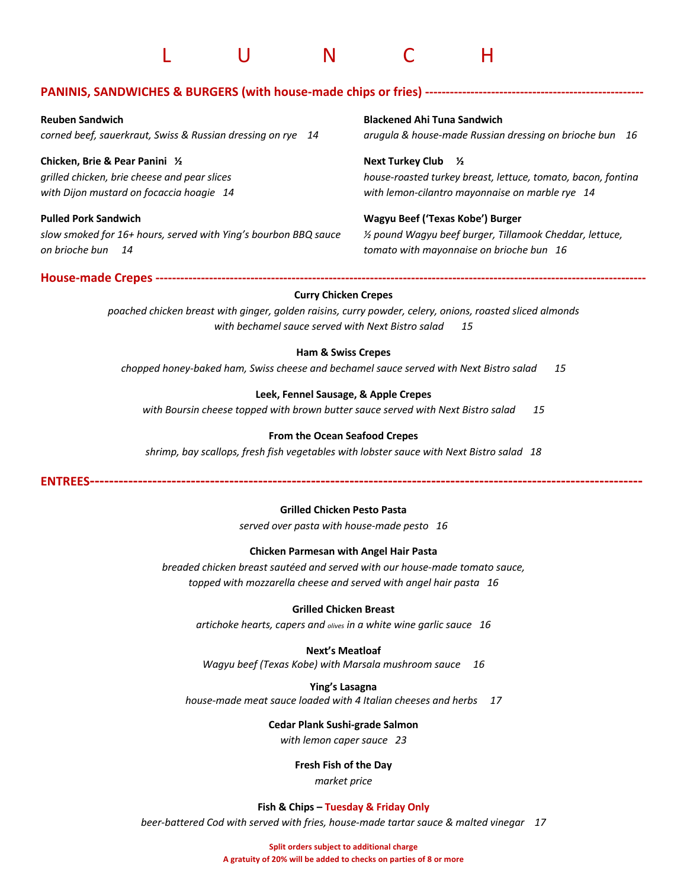# L U N C H

## PANINIS, SANDWICHES & BURGERS (with house-made chips or fries) ---------------------------------------------------

**Reuben Sandwich**
*corned beef, sauerkraut, Swiss & Russian dressing on rye 14*

**Chicken, Brie & Pear Panini ½**
*grilled chicken, brie cheese and pear slices with Dijon mustard on focaccia hoagie 14*

**Pulled Pork Sandwich**
*slow smoked for 16+ hours, served with Ying's bourbon BBQ sauce on brioche bun 14*

**Blackened Ahi Tuna Sandwich**
*arugula & house-made Russian dressing on brioche bun 16*

**Next Turkey Club ½**
*house-roasted turkey breast, lettuce, tomato, bacon, fontina with lemon-cilantro mayonnaise on marble rye 14*

**Wagyu Beef ('Texas Kobe') Burger**
*½ pound Wagyu beef burger, Tillamook Cheddar, lettuce, tomato with mayonnaise on brioche bun 16*

## House-made Crepes ---------------------------------------------------------------------------------------------------------------

**Curry Chicken Crepes**
*poached chicken breast with ginger, golden raisins, curry powder, celery, onions, roasted sliced almonds with bechamel sauce served with Next Bistro salad 15*

**Ham & Swiss Crepes**
*chopped honey-baked ham, Swiss cheese and bechamel sauce served with Next Bistro salad 15*

**Leek, Fennel Sausage, & Apple Crepes**
*with Boursin cheese topped with brown butter sauce served with Next Bistro salad 15*

**From the Ocean Seafood Crepes**
*shrimp, bay scallops, fresh fish vegetables with lobster sauce with Next Bistro salad 18*

## ENTREES------------------------------------------------------------------------------------------------------------------------

**Grilled Chicken Pesto Pasta**
*served over pasta with house-made pesto 16*

**Chicken Parmesan with Angel Hair Pasta**
*breaded chicken breast sautéed and served with our house-made tomato sauce, topped with mozzarella cheese and served with angel hair pasta 16*

**Grilled Chicken Breast**
*artichoke hearts, capers and olives in a white wine garlic sauce 16*

**Next's Meatloaf**
*Wagyu beef (Texas Kobe) with Marsala mushroom sauce 16*

**Ying's Lasagna**
*house-made meat sauce loaded with 4 Italian cheeses and herbs 17*

**Cedar Plank Sushi-grade Salmon**
*with lemon caper sauce 23*

**Fresh Fish of the Day**
*market price*

**Fish & Chips – Tuesday & Friday Only**
*beer-battered Cod with served with fries, house-made tartar sauce & malted vinegar 17*

**Split orders subject to additional charge**
**A gratuity of 20% will be added to checks on parties of 8 or more**